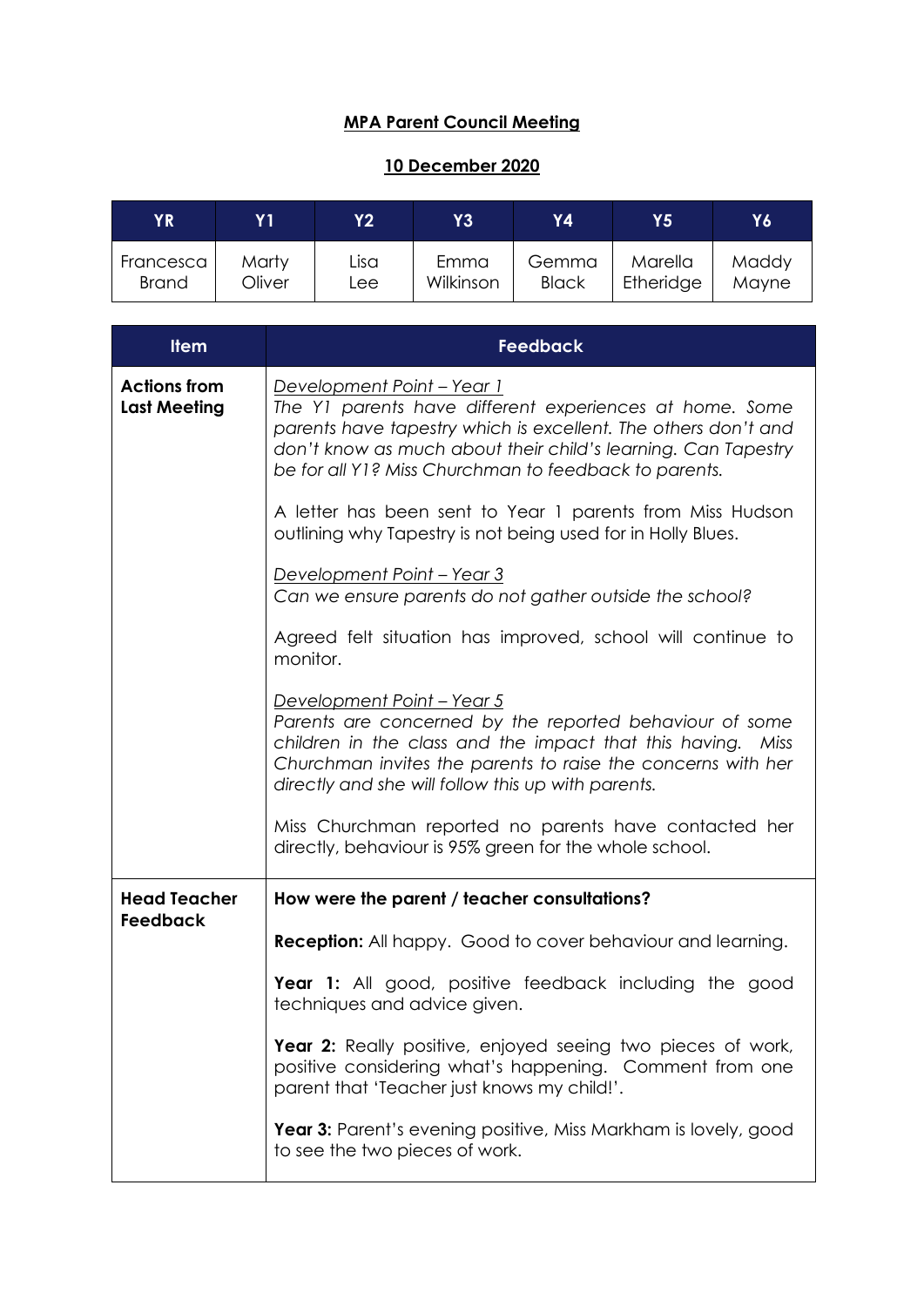**MPA Parent Council Meeting**

**10 December 2020**

| YR | Y1 | Y2 | Y3 | Y4 | Y5 | Y6 |
|---|---|---|---|---|---|---|
| Francesca Brand | Marty Oliver | Lisa Lee | Emma Wilkinson | Gemma Black | Marella Etheridge | Maddy Mayne |

| Item | Feedback |
|---|---|
| **Actions from Last Meeting** | Development Point – Year 1<br>*The Y1 parents have different experiences at home. Some parents have tapestry which is excellent. The others don't and don't know as much about their child's learning. Can Tapestry be for all Y1? Miss Churchman to feedback to parents.*<br><br>A letter has been sent to Year 1 parents from Miss Hudson outlining why Tapestry is not being used for in Holly Blues.<br><br>Development Point – Year 3<br>*Can we ensure parents do not gather outside the school?*<br><br>Agreed felt situation has improved, school will continue to monitor.<br><br>Development Point – Year 5<br>*Parents are concerned by the reported behaviour of some children in the class and the impact that this having. Miss Churchman invites the parents to raise the concerns with her directly and she will follow this up with parents.*<br><br>Miss Churchman reported no parents have contacted her directly, behaviour is 95% green for the whole school. |
| **Head Teacher Feedback** | **How were the parent / teacher consultations?**<br><br>**Reception:** All happy. Good to cover behaviour and learning.<br><br>**Year 1:** All good, positive feedback including the good techniques and advice given.<br><br>**Year 2:** Really positive, enjoyed seeing two pieces of work, positive considering what's happening. Comment from one parent that 'Teacher just knows my child!'.<br><br>**Year 3:** Parent's evening positive, Miss Markham is lovely, good to see the two pieces of work. |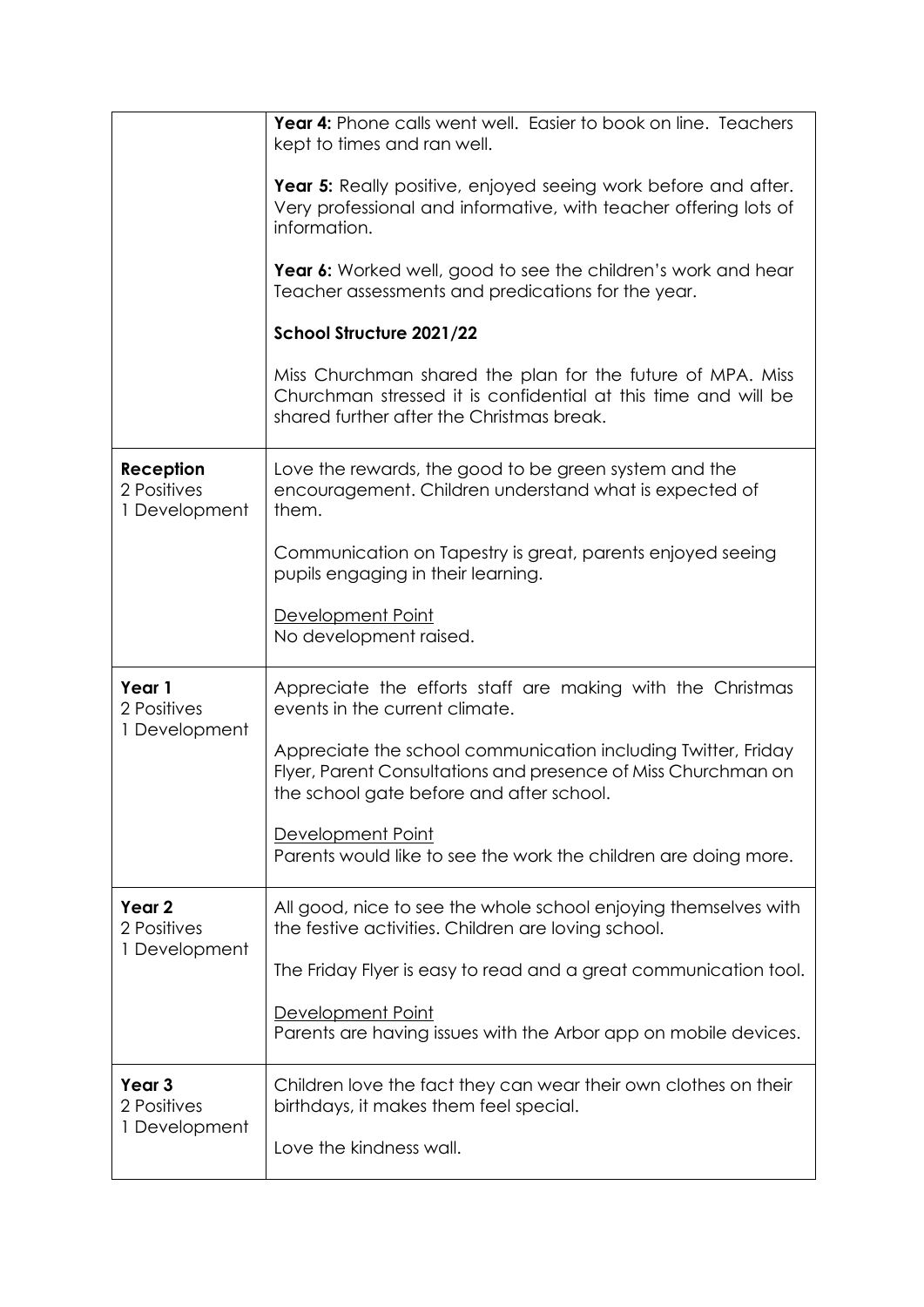| | |
|---|---|
| | **Year 4:** Phone calls went well. Easier to book on line. Teachers kept to times and ran well.<br><br>**Year 5:** Really positive, enjoyed seeing work before and after. Very professional and informative, with teacher offering lots of information.<br><br>**Year 6:** Worked well, good to see the children's work and hear Teacher assessments and predications for the year.<br><br>**School Structure 2021/22**<br><br>Miss Churchman shared the plan for the future of MPA. Miss Churchman stressed it is confidential at this time and will be shared further after the Christmas break. |
| **Reception**<br>2 Positives<br>1 Development | Love the rewards, the good to be green system and the encouragement. Children understand what is expected of them.<br><br>Communication on Tapestry is great, parents enjoyed seeing pupils engaging in their learning.<br><br><u>Development Point</u><br>No development raised. |
| **Year 1**<br>2 Positives<br>1 Development | Appreciate the efforts staff are making with the Christmas events in the current climate.<br><br>Appreciate the school communication including Twitter, Friday Flyer, Parent Consultations and presence of Miss Churchman on the school gate before and after school.<br><br><u>Development Point</u><br>Parents would like to see the work the children are doing more. |
| **Year 2**<br>2 Positives<br>1 Development | All good, nice to see the whole school enjoying themselves with the festive activities. Children are loving school.<br><br>The Friday Flyer is easy to read and a great communication tool.<br><br><u>Development Point</u><br>Parents are having issues with the Arbor app on mobile devices. |
| **Year 3**<br>2 Positives<br>1 Development | Children love the fact they can wear their own clothes on their birthdays, it makes them feel special.<br><br>Love the kindness wall. |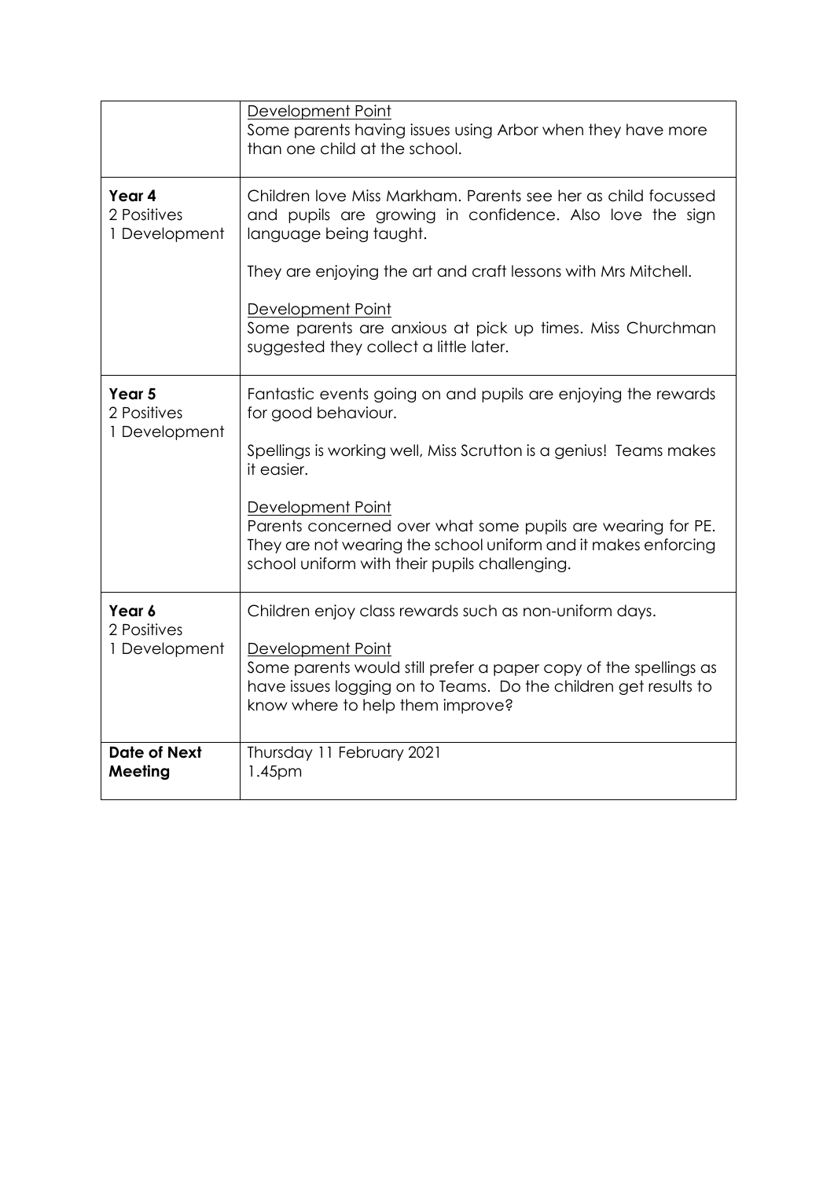| | |
|---|---|
| | Development Point<br>Some parents having issues using Arbor when they have more than one child at the school. |
| **Year 4**<br>2 Positives<br>1 Development | Children love Miss Markham. Parents see her as child focussed and pupils are growing in confidence. Also love the sign language being taught.<br><br>They are enjoying the art and craft lessons with Mrs Mitchell.<br><br>Development Point<br>Some parents are anxious at pick up times. Miss Churchman suggested they collect a little later. |
| **Year 5**<br>2 Positives<br>1 Development | Fantastic events going on and pupils are enjoying the rewards for good behaviour.<br><br>Spellings is working well, Miss Scrutton is a genius! Teams makes it easier.<br><br>Development Point<br>Parents concerned over what some pupils are wearing for PE. They are not wearing the school uniform and it makes enforcing school uniform with their pupils challenging. |
| **Year 6**<br>2 Positives<br>1 Development | Children enjoy class rewards such as non-uniform days.<br><br>Development Point<br>Some parents would still prefer a paper copy of the spellings as have issues logging on to Teams. Do the children get results to know where to help them improve? |
| **Date of Next Meeting** | Thursday 11 February 2021<br>1.45pm |